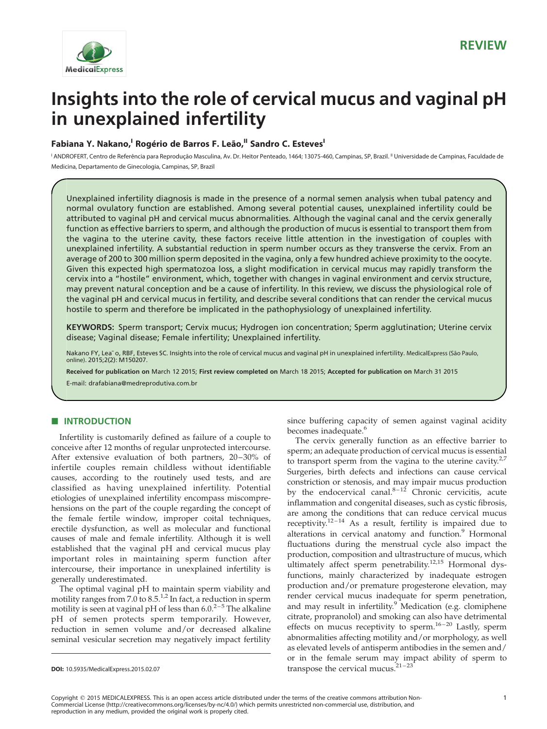REVIEW

# Insights into the role of cervical mucus and vaginal pH in unexplained infertility

**Fabiana Y. Nakano,[I] Rogério de Barros F. Leão,[II] Sandro C. Esteves[I]**

[I] ANDROFERT, Centro de Referência para Reprodução Masculina, Av. Dr. Heitor Penteado, 1464; 13075-460, Campinas, SP, Brazil. [II] Universidade de Campinas, Faculdade de Medicina, Departamento de Ginecologia, Campinas, SP, Brazil

Unexplained infertility diagnosis is made in the presence of a normal semen analysis when tubal patency and normal ovulatory function are established. Among several potential causes, unexplained infertility could be attributed to vaginal pH and cervical mucus abnormalities. Although the vaginal canal and the cervix generally function as effective barriers to sperm, and although the production of mucus is essential to transport them from the vagina to the uterine cavity, these factors receive little attention in the investigation of couples with unexplained infertility. A substantial reduction in sperm number occurs as they transverse the cervix. From an average of 200 to 300 million sperm deposited in the vagina, only a few hundred achieve proximity to the oocyte. Given this expected high spermatozoa loss, a slight modification in cervical mucus may rapidly transform the cervix into a "hostile" environment, which, together with changes in vaginal environment and cervix structure, may prevent natural conception and be a cause of infertility. In this review, we discuss the physiological role of the vaginal pH and cervical mucus in fertility, and describe several conditions that can render the cervical mucus hostile to sperm and therefore be implicated in the pathophysiology of unexplained infertility.

**KEYWORDS:** Sperm transport; Cervix mucus; Hydrogen ion concentration; Sperm agglutination; Uterine cervix disease; Vaginal disease; Female infertility; Unexplained infertility.

Nakano FY, Leão, RBF, Esteves SC. Insights into the role of cervical mucus and vaginal pH in unexplained infertility. MedicalExpress (São Paulo, online). 2015;2(2): M150207.

**Received for publication on** March 12 2015; **First review completed on** March 18 2015; **Accepted for publication on** March 31 2015

E-mail: drafabiana@medreprodutiva.com.br

## INTRODUCTION

Infertility is customarily defined as failure of a couple to conceive after 12 months of regular unprotected intercourse. After extensive evaluation of both partners, 20–30% of infertile couples remain childless without identifiable causes, according to the routinely used tests, and are classified as having unexplained infertility. Potential etiologies of unexplained infertility encompass miscomprehensions on the part of the couple regarding the concept of the female fertile window, improper coital techniques, erectile dysfunction, as well as molecular and functional causes of male and female infertility. Although it is well established that the vaginal pH and cervical mucus play important roles in maintaining sperm function after intercourse, their importance in unexplained infertility is generally underestimated.

The optimal vaginal pH to maintain sperm viability and motility ranges from 7.0 to 8.5.[1,2] In fact, a reduction in sperm motility is seen at vaginal pH of less than 6.0.[2–5] The alkaline pH of semen protects sperm temporarily. However, reduction in semen volume and/or decreased alkaline seminal vesicular secretion may negatively impact fertility since buffering capacity of semen against vaginal acidity becomes inadequate.[6]

The cervix generally function as an effective barrier to sperm; an adequate production of cervical mucus is essential to transport sperm from the vagina to the uterine cavity.[2,7] Surgeries, birth defects and infections can cause cervical constriction or stenosis, and may impair mucus production by the endocervical canal.[8–12] Chronic cervicitis, acute inflammation and congenital diseases, such as cystic fibrosis, are among the conditions that can reduce cervical mucus receptivity.[12–14] As a result, fertility is impaired due to alterations in cervical anatomy and function.[9] Hormonal fluctuations during the menstrual cycle also impact the production, composition and ultrastructure of mucus, which ultimately affect sperm penetrability.[12,15] Hormonal dysfunctions, mainly characterized by inadequate estrogen production and/or premature progesterone elevation, may render cervical mucus inadequate for sperm penetration, and may result in infertility.[9] Medication (e.g. clomiphene citrate, propranolol) and smoking can also have detrimental effects on mucus receptivity to sperm.[16–20] Lastly, sperm abnormalities affecting motility and/or morphology, as well as elevated levels of antisperm antibodies in the semen and/or in the female serum may impact ability of sperm to transpose the cervical mucus.[21–23]

**DOI:** 10.5935/MedicalExpress.2015.02.07

Copyright © 2015 MEDICALEXPRESS. This is an open access article distributed under the terms of the creative commons attribution Non-Commercial License (http://creativecommons.org/licenses/by-nc/4.0/) which permits unrestricted non-commercial use, distribution, and reproduction in any medium, provided the original work is properly cited.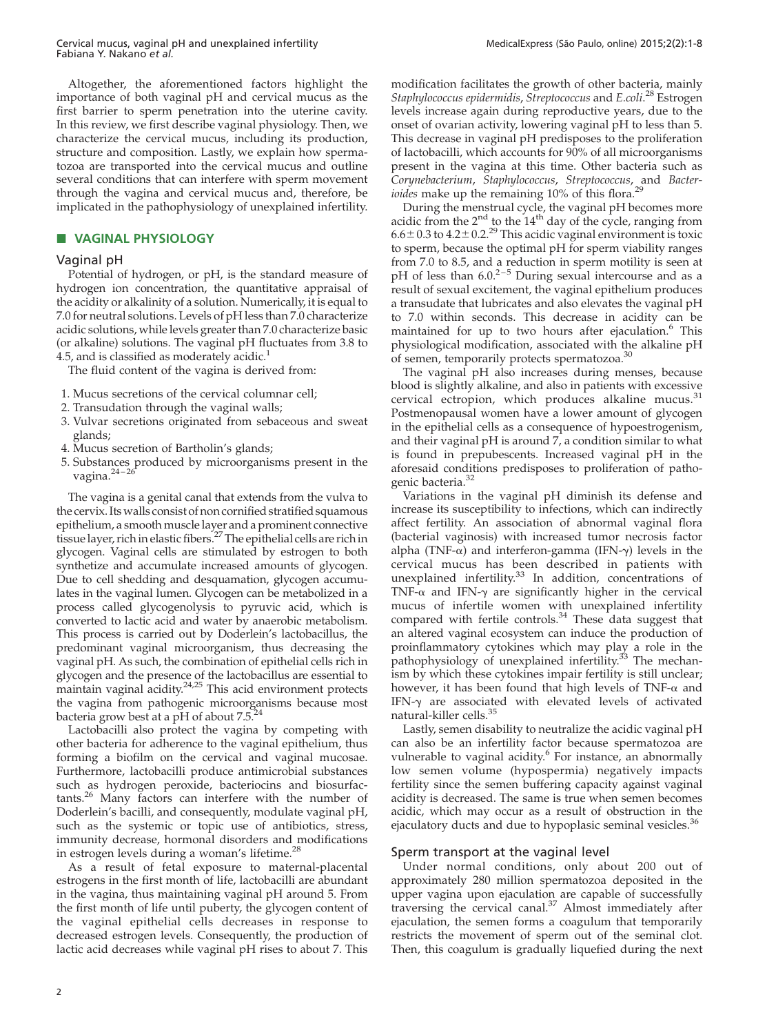Altogether, the aforementioned factors highlight the importance of both vaginal pH and cervical mucus as the first barrier to sperm penetration into the uterine cavity. In this review, we first describe vaginal physiology. Then, we characterize the cervical mucus, including its production, structure and composition. Lastly, we explain how spermatozoa are transported into the cervical mucus and outline several conditions that can interfere with sperm movement through the vagina and cervical mucus and, therefore, be implicated in the pathophysiology of unexplained infertility.

## VAGINAL PHYSIOLOGY

### Vaginal pH

Potential of hydrogen, or pH, is the standard measure of hydrogen ion concentration, the quantitative appraisal of the acidity or alkalinity of a solution. Numerically, it is equal to 7.0 for neutral solutions. Levels of pH less than 7.0 characterize acidic solutions, while levels greater than 7.0 characterize basic (or alkaline) solutions. The vaginal pH fluctuates from 3.8 to 4.5, and is classified as moderately acidic.[1]

The fluid content of the vagina is derived from:

1. Mucus secretions of the cervical columnar cell;
2. Transudation through the vaginal walls;
3. Vulvar secretions originated from sebaceous and sweat glands;
4. Mucus secretion of Bartholin's glands;
5. Substances produced by microorganisms present in the vagina.[24–26]

The vagina is a genital canal that extends from the vulva to the cervix. Its walls consist of non cornified stratified squamous epithelium, a smooth muscle layer and a prominent connective tissue layer, rich in elastic fibers.[27] The epithelial cells are rich in glycogen. Vaginal cells are stimulated by estrogen to both synthetize and accumulate increased amounts of glycogen. Due to cell shedding and desquamation, glycogen accumulates in the vaginal lumen. Glycogen can be metabolized in a process called glycogenolysis to pyruvic acid, which is converted to lactic acid and water by anaerobic metabolism. This process is carried out by Doderlein's lactobacillus, the predominant vaginal microorganism, thus decreasing the vaginal pH. As such, the combination of epithelial cells rich in glycogen and the presence of the lactobacillus are essential to maintain vaginal acidity.[24,25] This acid environment protects the vagina from pathogenic microorganisms because most bacteria grow best at a pH of about 7.5.[24]

Lactobacilli also protect the vagina by competing with other bacteria for adherence to the vaginal epithelium, thus forming a biofilm on the cervical and vaginal mucosae. Furthermore, lactobacilli produce antimicrobial substances such as hydrogen peroxide, bacteriocins and biosurfactants.[26] Many factors can interfere with the number of Doderlein's bacilli, and consequently, modulate vaginal pH, such as the systemic or topic use of antibiotics, stress, immunity decrease, hormonal disorders and modifications in estrogen levels during a woman's lifetime.[28]

As a result of fetal exposure to maternal-placental estrogens in the first month of life, lactobacilli are abundant in the vagina, thus maintaining vaginal pH around 5. From the first month of life until puberty, the glycogen content of the vaginal epithelial cells decreases in response to decreased estrogen levels. Consequently, the production of lactic acid decreases while vaginal pH rises to about 7. This modification facilitates the growth of other bacteria, mainly *Staphylococcus epidermidis*, *Streptococcus* and *E.coli*.[28] Estrogen levels increase again during reproductive years, due to the onset of ovarian activity, lowering vaginal pH to less than 5. This decrease in vaginal pH predisposes to the proliferation of lactobacilli, which accounts for 90% of all microorganisms present in the vagina at this time. Other bacteria such as *Corynebacterium*, *Staphylococcus*, *Streptococcus*, and *Bacterioides* make up the remaining 10% of this flora.[29]

During the menstrual cycle, the vaginal pH becomes more acidic from the 2[nd] to the 14[th] day of the cycle, ranging from $6.6 \pm 0.3$ to $4.2 \pm 0.2$.[29] This acidic vaginal environment is toxic to sperm, because the optimal pH for sperm viability ranges from 7.0 to 8.5, and a reduction in sperm motility is seen at pH of less than 6.0.[2–5] During sexual intercourse and as a result of sexual excitement, the vaginal epithelium produces a transudate that lubricates and also elevates the vaginal pH to 7.0 within seconds. This decrease in acidity can be maintained for up to two hours after ejaculation.[6] This physiological modification, associated with the alkaline pH of semen, temporarily protects spermatozoa.[30]

The vaginal pH also increases during menses, because blood is slightly alkaline, and also in patients with excessive cervical ectropion, which produces alkaline mucus.[31] Postmenopausal women have a lower amount of glycogen in the epithelial cells as a consequence of hypoestrogenism, and their vaginal pH is around 7, a condition similar to what is found in prepubescents. Increased vaginal pH in the aforesaid conditions predisposes to proliferation of pathogenic bacteria.[32]

Variations in the vaginal pH diminish its defense and increase its susceptibility to infections, which can indirectly affect fertility. An association of abnormal vaginal flora (bacterial vaginosis) with increased tumor necrosis factor alpha (TNF-$\alpha$) and interferon-gamma (IFN-$\gamma$) levels in the cervical mucus has been described in patients with unexplained infertility.[33] In addition, concentrations of TNF-$\alpha$ and IFN-$\gamma$ are significantly higher in the cervical mucus of infertile women with unexplained infertility compared with fertile controls.[34] These data suggest that an altered vaginal ecosystem can induce the production of proinflammatory cytokines which may play a role in the pathophysiology of unexplained infertility.[33] The mechanism by which these cytokines impair fertility is still unclear; however, it has been found that high levels of TNF-$\alpha$ and IFN-$\gamma$ are associated with elevated levels of activated natural-killer cells.[35]

Lastly, semen disability to neutralize the acidic vaginal pH can also be an infertility factor because spermatozoa are vulnerable to vaginal acidity.[6] For instance, an abnormally low semen volume (hypospermia) negatively impacts fertility since the semen buffering capacity against vaginal acidity is decreased. The same is true when semen becomes acidic, which may occur as a result of obstruction in the ejaculatory ducts and due to hypoplasic seminal vesicles.[36]

### Sperm transport at the vaginal level

Under normal conditions, only about 200 out of approximately 280 million spermatozoa deposited in the upper vagina upon ejaculation are capable of successfully traversing the cervical canal.[37] Almost immediately after ejaculation, the semen forms a coagulum that temporarily restricts the movement of sperm out of the seminal clot. Then, this coagulum is gradually liquefied during the next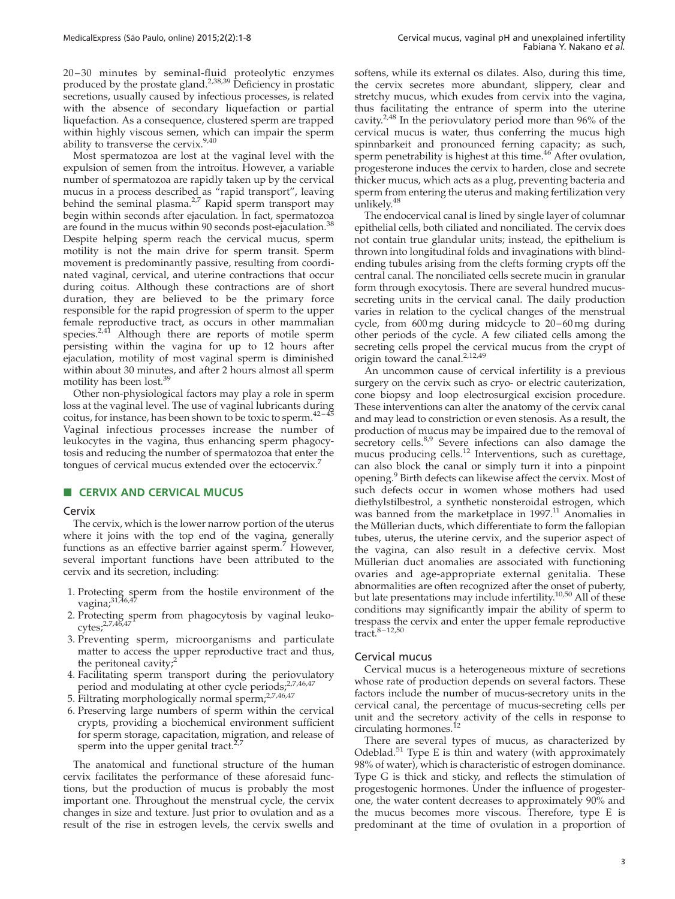20–30 minutes by seminal-fluid proteolytic enzymes produced by the prostate gland.[2,38,39] Deficiency in prostatic secretions, usually caused by infectious processes, is related with the absence of secondary liquefaction or partial liquefaction. As a consequence, clustered sperm are trapped within highly viscous semen, which can impair the sperm ability to transverse the cervix.[9,40]

Most spermatozoa are lost at the vaginal level with the expulsion of semen from the introitus. However, a variable number of spermatozoa are rapidly taken up by the cervical mucus in a process described as "rapid transport", leaving behind the seminal plasma.[2,7] Rapid sperm transport may begin within seconds after ejaculation. In fact, spermatozoa are found in the mucus within 90 seconds post-ejaculation.[38] Despite helping sperm reach the cervical mucus, sperm motility is not the main drive for sperm transit. Sperm movement is predominantly passive, resulting from coordinated vaginal, cervical, and uterine contractions that occur during coitus. Although these contractions are of short duration, they are believed to be the primary force responsible for the rapid progression of sperm to the upper female reproductive tract, as occurs in other mammalian species.[2,41] Although there are reports of motile sperm persisting within the vagina for up to 12 hours after ejaculation, motility of most vaginal sperm is diminished within about 30 minutes, and after 2 hours almost all sperm motility has been lost.[39]

Other non-physiological factors may play a role in sperm loss at the vaginal level. The use of vaginal lubricants during coitus, for instance, has been shown to be toxic to sperm.[42–45] Vaginal infectious processes increase the number of leukocytes in the vagina, thus enhancing sperm phagocytosis and reducing the number of spermatozoa that enter the tongues of cervical mucus extended over the ectocervix.[7]

## CERVIX AND CERVICAL MUCUS

### Cervix

The cervix, which is the lower narrow portion of the uterus where it joins with the top end of the vagina, generally functions as an effective barrier against sperm.[7] However, several important functions have been attributed to the cervix and its secretion, including:

1. Protecting sperm from the hostile environment of the vagina;[31,46,47]
2. Protecting sperm from phagocytosis by vaginal leukocytes;[2,7,46,47]
3. Preventing sperm, microorganisms and particulate matter to access the upper reproductive tract and thus, the peritoneal cavity;[2]
4. Facilitating sperm transport during the periovulatory period and modulating at other cycle periods;[2,7,46,47]
5. Filtrating morphologically normal sperm;[2,7,46,47]
6. Preserving large numbers of sperm within the cervical crypts, providing a biochemical environment sufficient for sperm storage, capacitation, migration, and release of sperm into the upper genital tract.[2,7]

The anatomical and functional structure of the human cervix facilitates the performance of these aforesaid functions, but the production of mucus is probably the most important one. Throughout the menstrual cycle, the cervix changes in size and texture. Just prior to ovulation and as a result of the rise in estrogen levels, the cervix swells and softens, while its external os dilates. Also, during this time, the cervix secretes more abundant, slippery, clear and stretchy mucus, which exudes from cervix into the vagina, thus facilitating the entrance of sperm into the uterine cavity.[2,48] In the periovulatory period more than 96% of the cervical mucus is water, thus conferring the mucus high spinnbarkeit and pronounced ferning capacity; as such, sperm penetrability is highest at this time.[46] After ovulation, progesterone induces the cervix to harden, close and secrete thicker mucus, which acts as a plug, preventing bacteria and sperm from entering the uterus and making fertilization very unlikely.[48]

The endocervical canal is lined by single layer of columnar epithelial cells, both ciliated and nonciliated. The cervix does not contain true glandular units; instead, the epithelium is thrown into longitudinal folds and invaginations with blind-ending tubules arising from the clefts forming crypts off the central canal. The nonciliated cells secrete mucin in granular form through exocytosis. There are several hundred mucus-secreting units in the cervical canal. The daily production varies in relation to the cyclical changes of the menstrual cycle, from 600 mg during midcycle to 20–60 mg during other periods of the cycle. A few ciliated cells among the secreting cells propel the cervical mucus from the crypt of origin toward the canal.[2,12,49]

An uncommon cause of cervical infertility is a previous surgery on the cervix such as cryo- or electric cauterization, cone biopsy and loop electrosurgical excision procedure. These interventions can alter the anatomy of the cervix canal and may lead to constriction or even stenosis. As a result, the production of mucus may be impaired due to the removal of secretory cells.[8,9] Severe infections can also damage the mucus producing cells.[12] Interventions, such as curettage, can also block the canal or simply turn it into a pinpoint opening.[9] Birth defects can likewise affect the cervix. Most of such defects occur in women whose mothers had used diethylstilbestrol, a synthetic nonsteroidal estrogen, which was banned from the marketplace in 1997.[11] Anomalies in the Müllerian ducts, which differentiate to form the fallopian tubes, uterus, the uterine cervix, and the superior aspect of the vagina, can also result in a defective cervix. Most Müllerian duct anomalies are associated with functioning ovaries and age-appropriate external genitalia. These abnormalities are often recognized after the onset of puberty, but late presentations may include infertility.[10,50] All of these conditions may significantly impair the ability of sperm to trespass the cervix and enter the upper female reproductive tract.[8–12,50]

### Cervical mucus

Cervical mucus is a heterogeneous mixture of secretions whose rate of production depends on several factors. These factors include the number of mucus-secretory units in the cervical canal, the percentage of mucus-secreting cells per unit and the secretory activity of the cells in response to circulating hormones.[12]

There are several types of mucus, as characterized by Odeblad.[51] Type E is thin and watery (with approximately 98% of water), which is characteristic of estrogen dominance. Type G is thick and sticky, and reflects the stimulation of progestogenic hormones. Under the influence of progesterone, the water content decreases to approximately 90% and the mucus becomes more viscous. Therefore, type E is predominant at the time of ovulation in a proportion of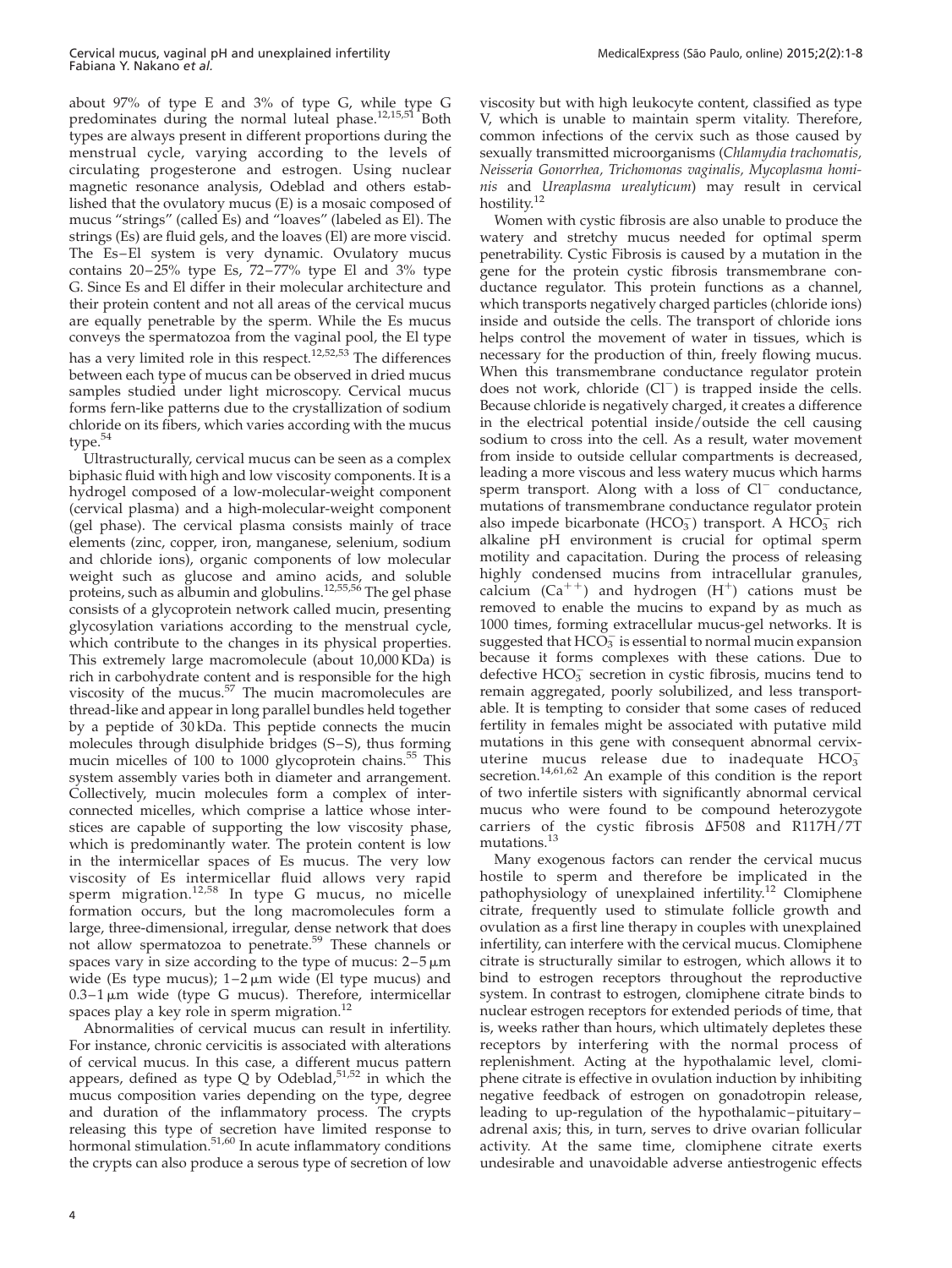about 97% of type E and 3% of type G, while type G predominates during the normal luteal phase.[12,15,51] Both types are always present in different proportions during the menstrual cycle, varying according to the levels of circulating progesterone and estrogen. Using nuclear magnetic resonance analysis, Odeblad and others established that the ovulatory mucus (E) is a mosaic composed of mucus "strings" (called Es) and "loaves" (labeled as El). The strings (Es) are fluid gels, and the loaves (El) are more viscid. The Es–El system is very dynamic. Ovulatory mucus contains 20–25% type Es, 72–77% type El and 3% type G. Since Es and El differ in their molecular architecture and their protein content and not all areas of the cervical mucus are equally penetrable by the sperm. While the Es mucus conveys the spermatozoa from the vaginal pool, the El type has a very limited role in this respect.[12,52,53] The differences between each type of mucus can be observed in dried mucus samples studied under light microscopy. Cervical mucus forms fern-like patterns due to the crystallization of sodium chloride on its fibers, which varies according with the mucus type.[54]

Ultrastructurally, cervical mucus can be seen as a complex biphasic fluid with high and low viscosity components. It is a hydrogel composed of a low-molecular-weight component (cervical plasma) and a high-molecular-weight component (gel phase). The cervical plasma consists mainly of trace elements (zinc, copper, iron, manganese, selenium, sodium and chloride ions), organic components of low molecular weight such as glucose and amino acids, and soluble proteins, such as albumin and globulins.[12,55,56] The gel phase consists of a glycoprotein network called mucin, presenting glycosylation variations according to the menstrual cycle, which contribute to the changes in its physical properties. This extremely large macromolecule (about 10,000 KDa) is rich in carbohydrate content and is responsible for the high viscosity of the mucus.[57] The mucin macromolecules are thread-like and appear in long parallel bundles held together by a peptide of 30 kDa. This peptide connects the mucin molecules through disulphide bridges (S–S), thus forming mucin micelles of 100 to 1000 glycoprotein chains.[55] This system assembly varies both in diameter and arrangement. Collectively, mucin molecules form a complex of interconnected micelles, which comprise a lattice whose interstices are capable of supporting the low viscosity phase, which is predominantly water. The protein content is low in the intermicellar spaces of Es mucus. The very low viscosity of Es intermicellar fluid allows very rapid sperm migration.[12,58] In type G mucus, no micelle formation occurs, but the long macromolecules form a large, three-dimensional, irregular, dense network that does not allow spermatozoa to penetrate.[59] These channels or spaces vary in size according to the type of mucus: 2–5 μm wide (Es type mucus); 1–2 μm wide (El type mucus) and 0.3–1 μm wide (type G mucus). Therefore, intermicellar spaces play a key role in sperm migration.[12]

Abnormalities of cervical mucus can result in infertility. For instance, chronic cervicitis is associated with alterations of cervical mucus. In this case, a different mucus pattern appears, defined as type Q by Odeblad,[51,52] in which the mucus composition varies depending on the type, degree and duration of the inflammatory process. The crypts releasing this type of secretion have limited response to hormonal stimulation.[51,60] In acute inflammatory conditions the crypts can also produce a serous type of secretion of low viscosity but with high leukocyte content, classified as type V, which is unable to maintain sperm vitality. Therefore, common infections of the cervix such as those caused by sexually transmitted microorganisms (*Chlamydia trachomatis, Neisseria Gonorrhea, Trichomonas vaginalis, Mycoplasma hominis* and *Ureaplasma urealyticum*) may result in cervical hostility.[12]

Women with cystic fibrosis are also unable to produce the watery and stretchy mucus needed for optimal sperm penetrability. Cystic Fibrosis is caused by a mutation in the gene for the protein cystic fibrosis transmembrane conductance regulator. This protein functions as a channel, which transports negatively charged particles (chloride ions) inside and outside the cells. The transport of chloride ions helps control the movement of water in tissues, which is necessary for the production of thin, freely flowing mucus. When this transmembrane conductance regulator protein does not work, chloride ($Cl^-$) is trapped inside the cells. Because chloride is negatively charged, it creates a difference in the electrical potential inside/outside the cell causing sodium to cross into the cell. As a result, water movement from inside to outside cellular compartments is decreased, leading a more viscous and less watery mucus which harms sperm transport. Along with a loss of $Cl^-$ conductance, mutations of transmembrane conductance regulator protein also impede bicarbonate ($HCO_3^-$) transport. A $HCO_3^-$ rich alkaline pH environment is crucial for optimal sperm motility and capacitation. During the process of releasing highly condensed mucins from intracellular granules, calcium ($Ca^{++}$) and hydrogen ($H^+$) cations must be removed to enable the mucins to expand by as much as 1000 times, forming extracellular mucus-gel networks. It is suggested that $HCO_3^-$ is essential to normal mucin expansion because it forms complexes with these cations. Due to defective $HCO_3^-$ secretion in cystic fibrosis, mucins tend to remain aggregated, poorly solubilized, and less transportable. It is tempting to consider that some cases of reduced fertility in females might be associated with putative mild mutations in this gene with consequent abnormal cervix-uterine mucus release due to inadequate $HCO_3^-$ secretion.[14,61,62] An example of this condition is the report of two infertile sisters with significantly abnormal cervical mucus who were found to be compound heterozygote carriers of the cystic fibrosis ΔF508 and R117H/7T mutations.[13]

Many exogenous factors can render the cervical mucus hostile to sperm and therefore be implicated in the pathophysiology of unexplained infertility.[12] Clomiphene citrate, frequently used to stimulate follicle growth and ovulation as a first line therapy in couples with unexplained infertility, can interfere with the cervical mucus. Clomiphene citrate is structurally similar to estrogen, which allows it to bind to estrogen receptors throughout the reproductive system. In contrast to estrogen, clomiphene citrate binds to nuclear estrogen receptors for extended periods of time, that is, weeks rather than hours, which ultimately depletes these receptors by interfering with the normal process of replenishment. Acting at the hypothalamic level, clomiphene citrate is effective in ovulation induction by inhibiting negative feedback of estrogen on gonadotropin release, leading to up-regulation of the hypothalamic–pituitary–adrenal axis; this, in turn, serves to drive ovarian follicular activity. At the same time, clomiphene citrate exerts undesirable and unavoidable adverse antiestrogenic effects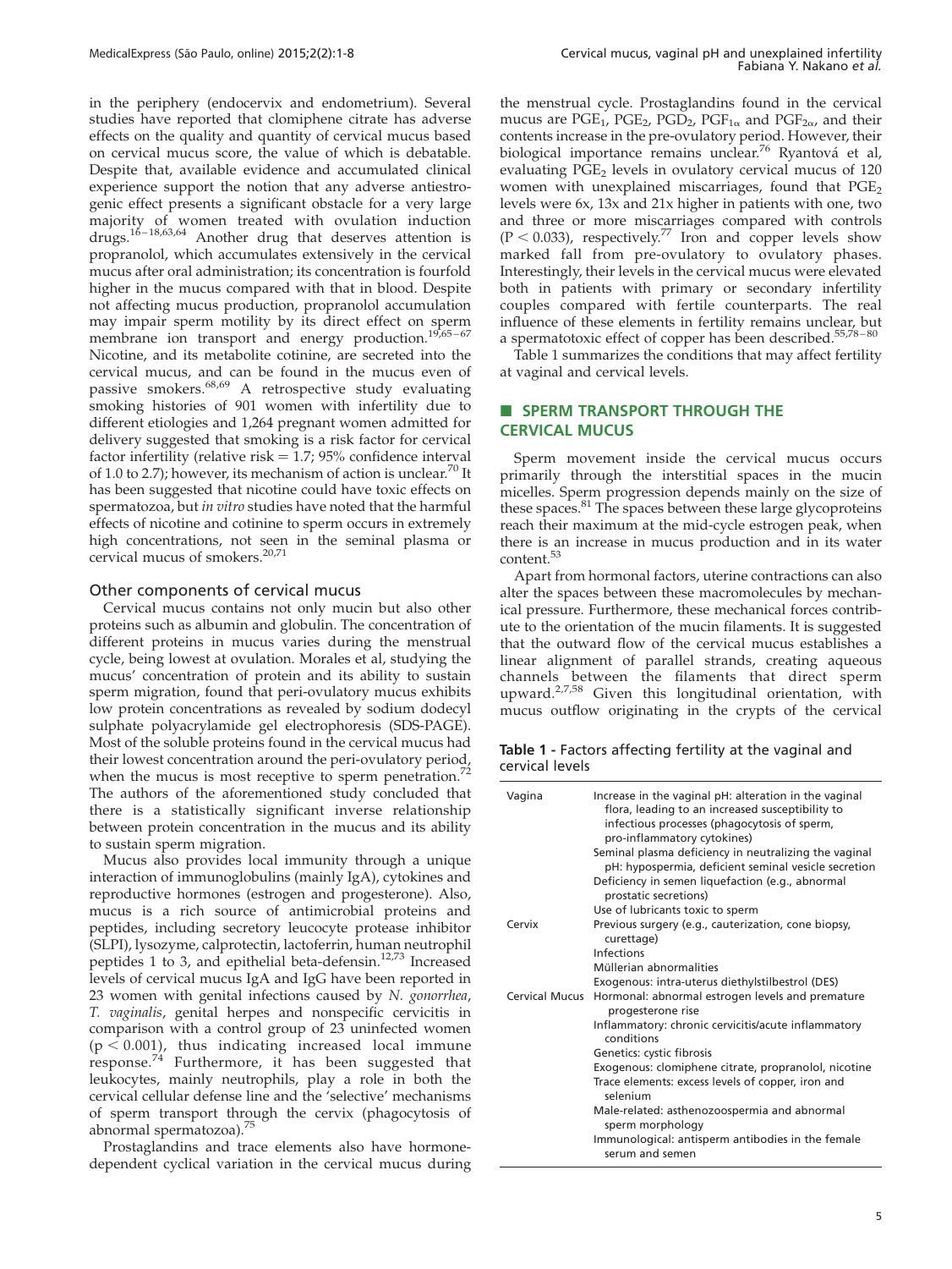in the periphery (endocervix and endometrium). Several studies have reported that clomiphene citrate has adverse effects on the quality and quantity of cervical mucus based on cervical mucus score, the value of which is debatable. Despite that, available evidence and accumulated clinical experience support the notion that any adverse antiestrogenic effect presents a significant obstacle for a very large majority of women treated with ovulation induction drugs.[16–18,63,64] Another drug that deserves attention is propranolol, which accumulates extensively in the cervical mucus after oral administration; its concentration is fourfold higher in the mucus compared with that in blood. Despite not affecting mucus production, propranolol accumulation may impair sperm motility by its direct effect on sperm membrane ion transport and energy production.[19,65–67] Nicotine, and its metabolite cotinine, are secreted into the cervical mucus, and can be found in the mucus even of passive smokers.[68,69] A retrospective study evaluating smoking histories of 901 women with infertility due to different etiologies and 1,264 pregnant women admitted for delivery suggested that smoking is a risk factor for cervical factor infertility (relative risk = 1.7; 95% confidence interval of 1.0 to 2.7); however, its mechanism of action is unclear.[70] It has been suggested that nicotine could have toxic effects on spermatozoa, but *in vitro* studies have noted that the harmful effects of nicotine and cotinine to sperm occurs in extremely high concentrations, not seen in the seminal plasma or cervical mucus of smokers.[20,71]

### Other components of cervical mucus

Cervical mucus contains not only mucin but also other proteins such as albumin and globulin. The concentration of different proteins in mucus varies during the menstrual cycle, being lowest at ovulation. Morales et al, studying the mucus' concentration of protein and its ability to sustain sperm migration, found that peri-ovulatory mucus exhibits low protein concentrations as revealed by sodium dodecyl sulphate polyacrylamide gel electrophoresis (SDS-PAGE). Most of the soluble proteins found in the cervical mucus had their lowest concentration around the peri-ovulatory period, when the mucus is most receptive to sperm penetration.[72] The authors of the aforementioned study concluded that there is a statistically significant inverse relationship between protein concentration in the mucus and its ability to sustain sperm migration.

Mucus also provides local immunity through a unique interaction of immunoglobulins (mainly IgA), cytokines and reproductive hormones (estrogen and progesterone). Also, mucus is a rich source of antimicrobial proteins and peptides, including secretory leucocyte protease inhibitor (SLPI), lysozyme, calprotectin, lactoferrin, human neutrophil peptides 1 to 3, and epithelial beta-defensin.[12,73] Increased levels of cervical mucus IgA and IgG have been reported in 23 women with genital infections caused by *N. gonorrhea*, *T. vaginalis*, genital herpes and nonspecific cervicitis in comparison with a control group of 23 uninfected women ($p < 0.001$), thus indicating increased local immune response.[74] Furthermore, it has been suggested that leukocytes, mainly neutrophils, play a role in both the cervical cellular defense line and the 'selective' mechanisms of sperm transport through the cervix (phagocytosis of abnormal spermatozoa).[75]

Prostaglandins and trace elements also have hormone-dependent cyclical variation in the cervical mucus during the menstrual cycle. Prostaglandins found in the cervical mucus are $PGE_1$, $PGE_2$, $PGD_2$, $PGF_{1\alpha}$ and $PGF_{2\alpha}$, and their contents increase in the pre-ovulatory period. However, their biological importance remains unclear.[76] Ryantová et al, evaluating $PGE_2$ levels in ovulatory cervical mucus of 120 women with unexplained miscarriages, found that $PGE_2$ levels were 6x, 13x and 21x higher in patients with one, two and three or more miscarriages compared with controls ($P < 0.033$), respectively.[77] Iron and copper levels show marked fall from pre-ovulatory to ovulatory phases. Interestingly, their levels in the cervical mucus were elevated both in patients with primary or secondary infertility couples compared with fertile counterparts. The real influence of these elements in fertility remains unclear, but a spermatotoxic effect of copper has been described.[55,78–80]

Table 1 summarizes the conditions that may affect fertility at vaginal and cervical levels.

## SPERM TRANSPORT THROUGH THE CERVICAL MUCUS

Sperm movement inside the cervical mucus occurs primarily through the interstitial spaces in the mucin micelles. Sperm progression depends mainly on the size of these spaces.[81] The spaces between these large glycoproteins reach their maximum at the mid-cycle estrogen peak, when there is an increase in mucus production and in its water content.[53]

Apart from hormonal factors, uterine contractions can also alter the spaces between these macromolecules by mechanical pressure. Furthermore, these mechanical forces contribute to the orientation of the mucin filaments. It is suggested that the outward flow of the cervical mucus establishes a linear alignment of parallel strands, creating aqueous channels between the filaments that direct sperm upward.[2,7,58] Given this longitudinal orientation, with mucus outflow originating in the crypts of the cervical

**Table 1 -** Factors affecting fertility at the vaginal and cervical levels

| | |
|---|---|
| Vagina | Increase in the vaginal pH: alteration in the vaginal flora, leading to an increased susceptibility to infectious processes (phagocytosis of sperm, pro-inflammatory cytokines) |
| | Seminal plasma deficiency in neutralizing the vaginal pH: hypospermia, deficient seminal vesicle secretion |
| | Deficiency in semen liquefaction (e.g., abnormal prostatic secretions) |
| | Use of lubricants toxic to sperm |
| Cervix | Previous surgery (e.g., cauterization, cone biopsy, curettage) |
| | Infections |
| | Müllerian abnormalities |
| | Exogenous: intra-uterus diethylstilbestrol (DES) |
| Cervical Mucus | Hormonal: abnormal estrogen levels and premature progesterone rise |
| | Inflammatory: chronic cervicitis/acute inflammatory conditions |
| | Genetics: cystic fibrosis |
| | Exogenous: clomiphene citrate, propranolol, nicotine |
| | Trace elements: excess levels of copper, iron and selenium |
| | Male-related: asthenozoospermia and abnormal sperm morphology |
| | Immunological: antisperm antibodies in the female serum and semen |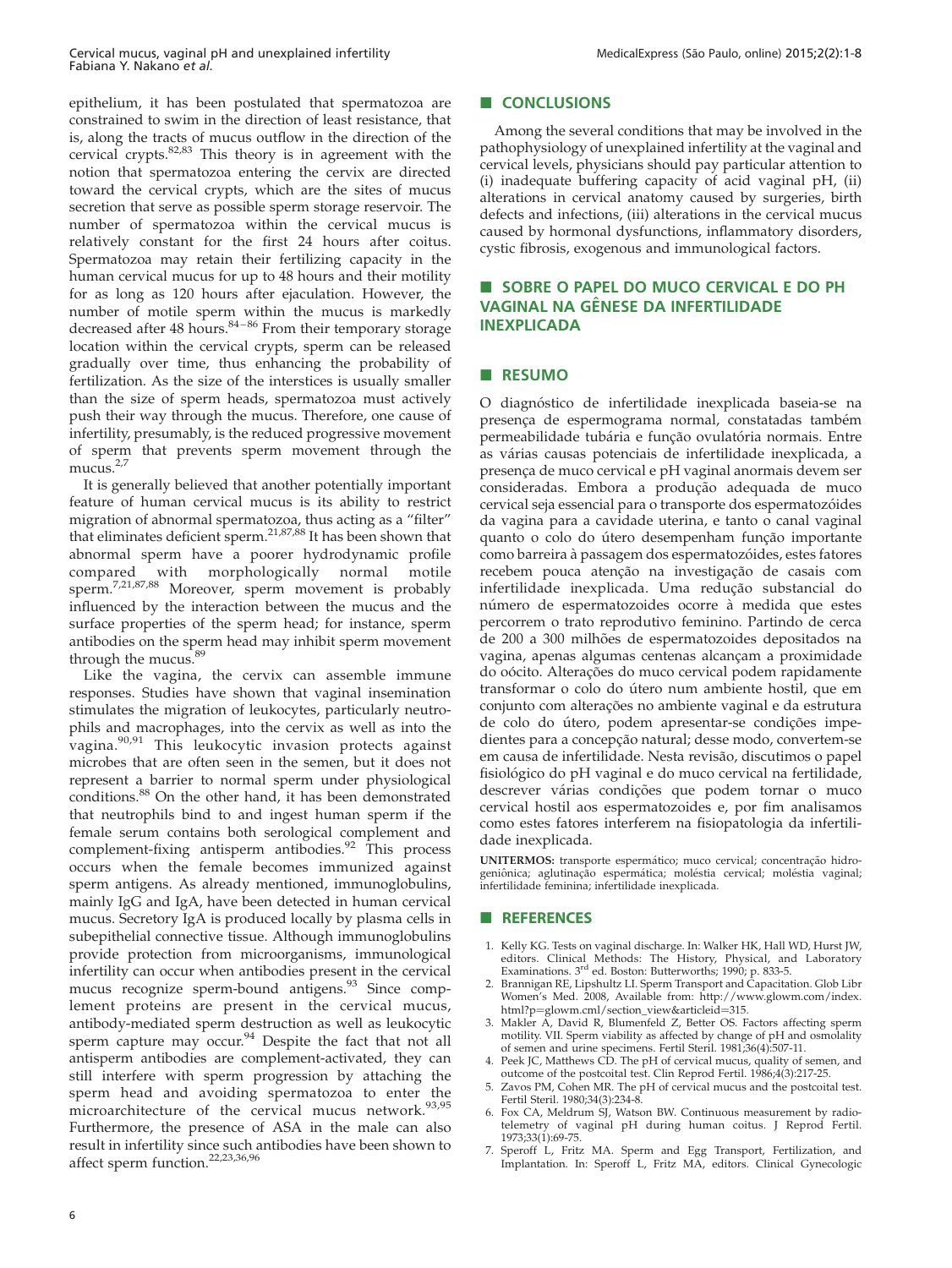epithelium, it has been postulated that spermatozoa are constrained to swim in the direction of least resistance, that is, along the tracts of mucus outflow in the direction of the cervical crypts.[82,83] This theory is in agreement with the notion that spermatozoa entering the cervix are directed toward the cervical crypts, which are the sites of mucus secretion that serve as possible sperm storage reservoir. The number of spermatozoa within the cervical mucus is relatively constant for the first 24 hours after coitus. Spermatozoa may retain their fertilizing capacity in the human cervical mucus for up to 48 hours and their motility for as long as 120 hours after ejaculation. However, the number of motile sperm within the mucus is markedly decreased after 48 hours.[84-86] From their temporary storage location within the cervical crypts, sperm can be released gradually over time, thus enhancing the probability of fertilization. As the size of the interstices is usually smaller than the size of sperm heads, spermatozoa must actively push their way through the mucus. Therefore, one cause of infertility, presumably, is the reduced progressive movement of sperm that prevents sperm movement through the mucus.[2,7]

It is generally believed that another potentially important feature of human cervical mucus is its ability to restrict migration of abnormal spermatozoa, thus acting as a "filter" that eliminates deficient sperm.[21,87,88] It has been shown that abnormal sperm have a poorer hydrodynamic profile compared with morphologically normal motile sperm.[7,21,87,88] Moreover, sperm movement is probably influenced by the interaction between the mucus and the surface properties of the sperm head; for instance, sperm antibodies on the sperm head may inhibit sperm movement through the mucus.[89]

Like the vagina, the cervix can assemble immune responses. Studies have shown that vaginal insemination stimulates the migration of leukocytes, particularly neutrophils and macrophages, into the cervix as well as into the vagina.[90,91] This leukocytic invasion protects against microbes that are often seen in the semen, but it does not represent a barrier to normal sperm under physiological conditions.[88] On the other hand, it has been demonstrated that neutrophils bind to and ingest human sperm if the female serum contains both serological complement and complement-fixing antisperm antibodies.[92] This process occurs when the female becomes immunized against sperm antigens. As already mentioned, immunoglobulins, mainly IgG and IgA, have been detected in human cervical mucus. Secretory IgA is produced locally by plasma cells in subepithelial connective tissue. Although immunoglobulins provide protection from microorganisms, immunological infertility can occur when antibodies present in the cervical mucus recognize sperm-bound antigens.[93] Since complement proteins are present in the cervical mucus, antibody-mediated sperm destruction as well as leukocytic sperm capture may occur.[94] Despite the fact that not all antisperm antibodies are complement-activated, they can still interfere with sperm progression by attaching the sperm head and avoiding spermatozoa to enter the microarchitecture of the cervical mucus network.[93,95] Furthermore, the presence of ASA in the male can also result in infertility since such antibodies have been shown to affect sperm function.[22,23,36,96]

## CONCLUSIONS

Among the several conditions that may be involved in the pathophysiology of unexplained infertility at the vaginal and cervical levels, physicians should pay particular attention to (i) inadequate buffering capacity of acid vaginal pH, (ii) alterations in cervical anatomy caused by surgeries, birth defects and infections, (iii) alterations in the cervical mucus caused by hormonal dysfunctions, inflammatory disorders, cystic fibrosis, exogenous and immunological factors.

## SOBRE O PAPEL DO MUCO CERVICAL E DO PH VAGINAL NA GÊNESE DA INFERTILIDADE INEXPLICADA

## RESUMO

O diagnóstico de infertilidade inexplicada baseia-se na presença de espermograma normal, constatadas também permeabilidade tubária e função ovulatória normais. Entre as várias causas potenciais de infertilidade inexplicada, a presença de muco cervical e pH vaginal anormais devem ser consideradas. Embora a produção adequada de muco cervical seja essencial para o transporte dos espermatozóides da vagina para a cavidade uterina, e tanto o canal vaginal quanto o colo do útero desempenham função importante como barreira à passagem dos espermatozóides, estes fatores recebem pouca atenção na investigação de casais com infertilidade inexplicada. Uma redução substancial do número de espermatozoides ocorre à medida que estes percorrem o trato reprodutivo feminino. Partindo de cerca de 200 a 300 milhões de espermatozoides depositados na vagina, apenas algumas centenas alcançam a proximidade do oócito. Alterações do muco cervical podem rapidamente transformar o colo do útero num ambiente hostil, que em conjunto com alterações no ambiente vaginal e da estrutura de colo do útero, podem apresentar-se condições impedientes para a concepção natural; desse modo, convertem-se em causa de infertilidade. Nesta revisão, discutimos o papel fisiológico do pH vaginal e do muco cervical na fertilidade, descrever várias condições que podem tornar o muco cervical hostil aos espermatozoides e, por fim analisamos como estes fatores interferem na fisiopatologia da infertilidade inexplicada.

**UNITERMOS:** transporte espermático; muco cervical; concentração hidrogeniônica; aglutinação espermática; moléstia cervical; moléstia vaginal; infertilidade feminina; infertilidade inexplicada.

## REFERENCES

1. Kelly KG. Tests on vaginal discharge. In: Walker HK, Hall WD, Hurst JW, editors. Clinical Methods: The History, Physical, and Laboratory Examinations. 3rd ed. Boston: Butterworths; 1990; p. 833-5.
2. Brannigan RE, Lipshultz LI. Sperm Transport and Capacitation. Glob Libr Women's Med. 2008, Available from: http://www.glowm.com/index.html?p=glowm.cml/section_view&articleid=315.
3. Makler A, David R, Blumenfeld Z, Better OS. Factors affecting sperm motility. VII. Sperm viability as affected by change of pH and osmolality of semen and urine specimens. Fertil Steril. 1981;36(4):507-11.
4. Peek JC, Matthews CD. The pH of cervical mucus, quality of semen, and outcome of the postcoital test. Clin Reprod Fertil. 1986;4(3):217-25.
5. Zavos PM, Cohen MR. The pH of cervical mucus and the postcoital test. Fertil Steril. 1980;34(3):234-8.
6. Fox CA, Meldrum SJ, Watson BW. Continuous measurement by radiotelemetry of vaginal pH during human coitus. J Reprod Fertil. 1973;33(1):69-75.
7. Speroff L, Fritz MA. Sperm and Egg Transport, Fertilization, and Implantation. In: Speroff L, Fritz MA, editors. Clinical Gynecologic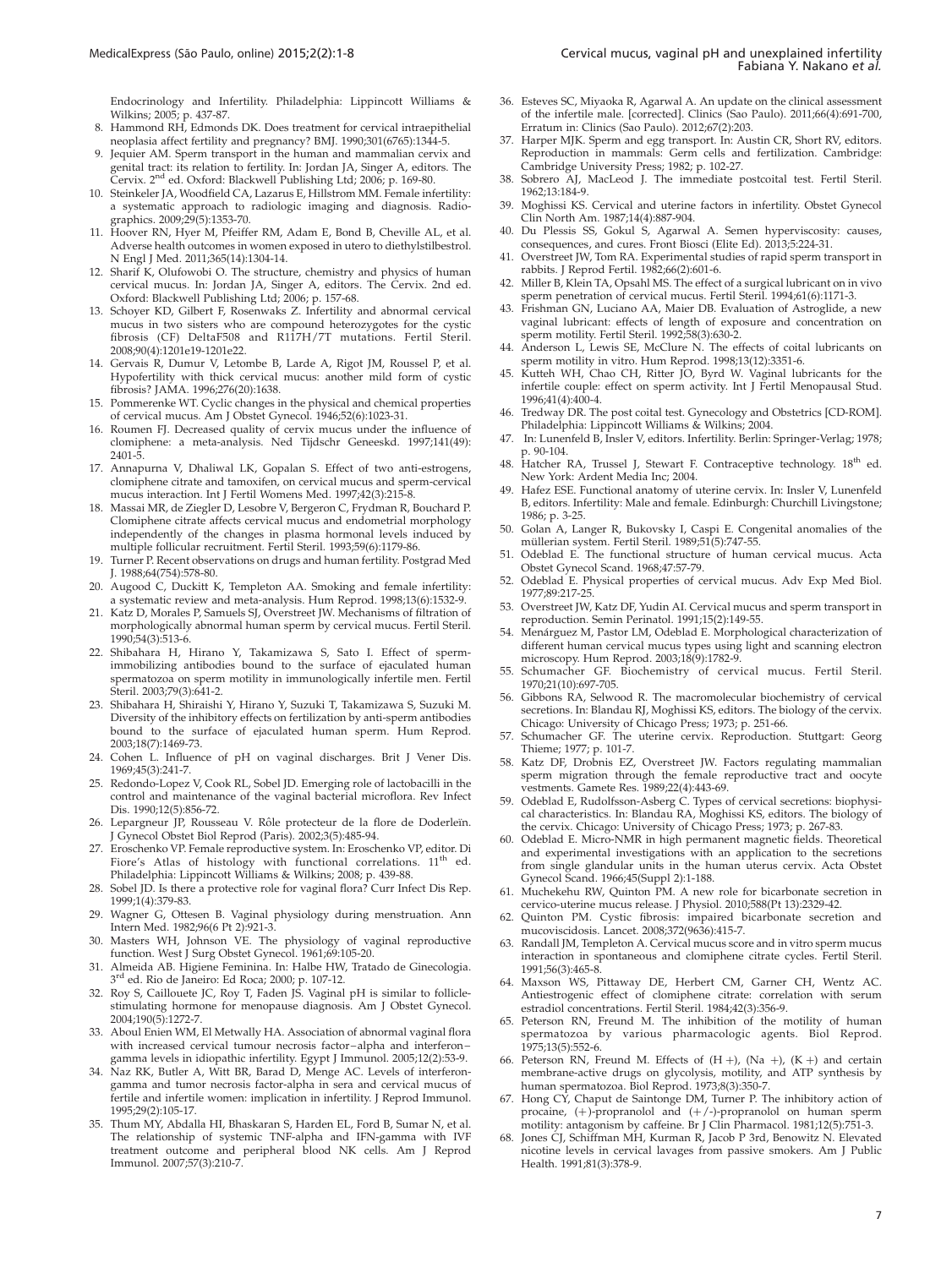Endocrinology and Infertility. Philadelphia: Lippincott Williams & Wilkins; 2005; p. 437-87.

8. Hammond RH, Edmonds DK. Does treatment for cervical intraepithelial neoplasia affect fertility and pregnancy? BMJ. 1990;301(6765):1344-5.
9. Jequier AM. Sperm transport in the human and mammalian cervix and genital tract: its relation to fertility. In: Jordan JA, Singer A, editors. The Cervix. 2nd ed. Oxford: Blackwell Publishing Ltd; 2006; p. 169-80.
10. Steinkeler JA, Woodfield CA, Lazarus E, Hillstrom MM. Female infertility: a systematic approach to radiologic imaging and diagnosis. Radiographics. 2009;29(5):1353-70.
11. Hoover RN, Hyer M, Pfeiffer RM, Adam E, Bond B, Cheville AL, et al. Adverse health outcomes in women exposed in utero to diethylstilbestrol. N Engl J Med. 2011;365(14):1304-14.
12. Sharif K, Olufowobi O. The structure, chemistry and physics of human cervical mucus. In: Jordan JA, Singer A, editors. The Cervix. 2nd ed. Oxford: Blackwell Publishing Ltd; 2006; p. 157-68.
13. Schoyer KD, Gilbert F, Rosenwaks Z. Infertility and abnormal cervical mucus in two sisters who are compound heterozygotes for the cystic fibrosis (CF) DeltaF508 and R117H/7T mutations. Fertil Steril. 2008;90(4):1201e19-1201e22.
14. Gervais R, Dumur V, Letombe B, Larde A, Rigot JM, Roussel P, et al. Hypofertility with thick cervical mucus: another mild form of cystic fibrosis? JAMA. 1996;276(20):1638.
15. Pommerenke WT. Cyclic changes in the physical and chemical properties of cervical mucus. Am J Obstet Gynecol. 1946;52(6):1023-31.
16. Roumen FJ. Decreased quality of cervix mucus under the influence of clomiphene: a meta-analysis. Ned Tijdschr Geneeskd. 1997;141(49):2401-5.
17. Annapurna V, Dhaliwal LK, Gopalan S. Effect of two anti-estrogens, clomiphene citrate and tamoxifen, on cervical mucus and sperm-cervical mucus interaction. Int J Fertil Womens Med. 1997;42(3):215-8.
18. Massai MR, de Ziegler D, Lesobre V, Bergeron C, Frydman R, Bouchard P. Clomiphene citrate affects cervical mucus and endometrial morphology independently of the changes in plasma hormonal levels induced by multiple follicular recruitment. Fertil Steril. 1993;59(6):1179-86.
19. Turner P. Recent observations on drugs and human fertility. Postgrad Med J. 1988;64(754):578-80.
20. Augood C, Duckitt K, Templeton AA. Smoking and female infertility: a systematic review and meta-analysis. Hum Reprod. 1998;13(6):1532-9.
21. Katz D, Morales P, Samuels SJ, Overstreet JW. Mechanisms of filtration of morphologically abnormal human sperm by cervical mucus. Fertil Steril. 1990;54(3):513-6.
22. Shibahara H, Hirano Y, Takamizawa S, Sato I. Effect of sperm-immobilizing antibodies bound to the surface of ejaculated human spermatozoa on sperm motility in immunologically infertile men. Fertil Steril. 2003;79(3):641-2.
23. Shibahara H, Shiraishi Y, Hirano Y, Suzuki T, Takamizawa S, Suzuki M. Diversity of the inhibitory effects on fertilization by anti-sperm antibodies bound to the surface of ejaculated human sperm. Hum Reprod. 2003;18(7):1469-73.
24. Cohen L. Influence of pH on vaginal discharges. Brit J Vener Dis. 1969;45(3):241-7.
25. Redondo-Lopez V, Cook RL, Sobel JD. Emerging role of lactobacilli in the control and maintenance of the vaginal bacterial microflora. Rev Infect Dis. 1990;12(5):856-72.
26. Lepargneur JP, Rousseau V. Rôle protecteur de la flore de Doderleïn. J Gynecol Obstet Biol Reprod (Paris). 2002;3(5):485-94.
27. Eroschenko VP. Female reproductive system. In: Eroschenko VP, editor. Di Fiore's Atlas of histology with functional correlations. 11th ed. Philadelphia: Lippincott Williams & Wilkins; 2008; p. 439-88.
28. Sobel JD. Is there a protective role for vaginal flora? Curr Infect Dis Rep. 1999;1(4):379-83.
29. Wagner G, Ottesen B. Vaginal physiology during menstruation. Ann Intern Med. 1982;96(6 Pt 2):921-3.
30. Masters WH, Johnson VE. The physiology of vaginal reproductive function. West J Surg Obstet Gynecol. 1961;69:105-20.
31. Almeida AB. Higiene Feminina. In: Halbe HW, Tratado de Ginecologia. 3rd ed. Rio de Janeiro: Ed Roca; 2000; p. 107-12.
32. Roy S, Caillouete JC, Roy T, Faden JS. Vaginal pH is similar to follicle-stimulating hormone for menopause diagnosis. Am J Obstet Gynecol. 2004;190(5):1272-7.
33. Aboul Enien WM, El Metwally HA. Association of abnormal vaginal flora with increased cervical tumour necrosis factor–alpha and interferon–gamma levels in idiopathic infertility. Egypt J Immunol. 2005;12(2):53-9.
34. Naz RK, Butler A, Witt BR, Barad D, Menge AC. Levels of interferon-gamma and tumor necrosis factor-alpha in sera and cervical mucus of fertile and infertile women: implication in infertility. J Reprod Immunol. 1995;29(2):105-17.
35. Thum MY, Abdalla HI, Bhaskaran S, Harden EL, Ford B, Sumar N, et al. The relationship of systemic TNF-alpha and IFN-gamma with IVF treatment outcome and peripheral blood NK cells. Am J Reprod Immunol. 2007;57(3):210-7.
36. Esteves SC, Miyaoka R, Agarwal A. An update on the clinical assessment of the infertile male. [corrected]. Clinics (Sao Paulo). 2011;66(4):691-700, Erratum in: Clinics (Sao Paulo). 2012;67(2):203.
37. Harper MJK. Sperm and egg transport. In: Austin CR, Short RV, editors. Reproduction in mammals: Germ cells and fertilization. Cambridge: Cambridge University Press; 1982; p. 102-27.
38. Sobrero AJ, MacLeod J. The immediate postcoital test. Fertil Steril. 1962;13:184-9.
39. Moghissi KS. Cervical and uterine factors in infertility. Obstet Gynecol Clin North Am. 1987;14(4):887-904.
40. Du Plessis SS, Gokul S, Agarwal A. Semen hyperviscosity: causes, consequences, and cures. Front Biosci (Elite Ed). 2013;5:224-31.
41. Overstreet JW, Tom RA. Experimental studies of rapid sperm transport in rabbits. J Reprod Fertil. 1982;66(2):601-6.
42. Miller B, Klein TA, Opsahl MS. The effect of a surgical lubricant on in vivo sperm penetration of cervical mucus. Fertil Steril. 1994;61(6):1171-3.
43. Frishman GN, Luciano AA, Maier DB. Evaluation of Astroglide, a new vaginal lubricant: effects of length of exposure and concentration on sperm motility. Fertil Steril. 1992;58(3):630-2.
44. Anderson L, Lewis SE, McClure N. The effects of coital lubricants on sperm motility in vitro. Hum Reprod. 1998;13(12):3351-6.
45. Kutteh WH, Chao CH, Ritter JO, Byrd W. Vaginal lubricants for the infertile couple: effect on sperm activity. Int J Fertil Menopausal Stud. 1996;41(4):400-4.
46. Tredway DR. The post coital test. Gynecology and Obstetrics [CD-ROM]. Philadelphia: Lippincott Williams & Wilkins; 2004.
47. In: Lunenfeld B, Insler V, editors. Infertility. Berlin: Springer-Verlag; 1978; p. 90-104.
48. Hatcher RA, Trussel J, Stewart F. Contraceptive technology. 18th ed. New York: Ardent Media Inc; 2004.
49. Hafez ESE. Functional anatomy of uterine cervix. In: Insler V, Lunenfeld B, editors. Infertility: Male and female. Edinburgh: Churchill Livingstone; 1986; p. 3-25.
50. Golan A, Langer R, Bukovsky I, Caspi E. Congenital anomalies of the müllerian system. Fertil Steril. 1989;51(5):747-55.
51. Odeblad E. The functional structure of human cervical mucus. Acta Obstet Gynecol Scand. 1968;47:57-79.
52. Odeblad E. Physical properties of cervical mucus. Adv Exp Med Biol. 1977;89:217-25.
53. Overstreet JW, Katz DF, Yudin AI. Cervical mucus and sperm transport in reproduction. Semin Perinatol. 1991;15(2):149-55.
54. Menárguez M, Pastor LM, Odeblad E. Morphological characterization of different human cervical mucus types using light and scanning electron microscopy. Hum Reprod. 2003;18(9):1782-9.
55. Schumacher GF. Biochemistry of cervical mucus. Fertil Steril. 1970;21(10):697-705.
56. Gibbons RA, Selwood R. The macromolecular biochemistry of cervical secretions. In: Blandau RJ, Moghissi KS, editors. The biology of the cervix. Chicago: University of Chicago Press; 1973; p. 251-66.
57. Schumacher GF. The uterine cervix. Reproduction. Stuttgart: Georg Thieme; 1977; p. 101-7.
58. Katz DF, Drobnis EZ, Overstreet JW. Factors regulating mammalian sperm migration through the female reproductive tract and oocyte vestments. Gamete Res. 1989;22(4):443-69.
59. Odeblad E, Rudolfsson-Asberg C. Types of cervical secretions: biophysical characteristics. In: Blandau RA, Moghissi KS, editors. The biology of the cervix. Chicago: University of Chicago Press; 1973; p. 267-83.
60. Odeblad E. Micro-NMR in high permanent magnetic fields. Theoretical and experimental investigations with an application to the secretions from single glandular units in the human uterus cervix. Acta Obstet Gynecol Scand. 1966;45(Suppl 2):1-188.
61. Muchekehu RW, Quinton PM. A new role for bicarbonate secretion in cervico-uterine mucus release. J Physiol. 2010;588(Pt 13):2329-42.
62. Quinton PM. Cystic fibrosis: impaired bicarbonate secretion and mucoviscidosis. Lancet. 2008;372(9636):415-7.
63. Randall JM, Templeton A. Cervical mucus score and in vitro sperm mucus interaction in spontaneous and clomiphene citrate cycles. Fertil Steril. 1991;56(3):465-8.
64. Maxson WS, Pittaway DE, Herbert CM, Garner CH, Wentz AC. Antiestrogenic effect of clomiphene citrate: correlation with serum estradiol concentrations. Fertil Steril. 1984;42(3):356-9.
65. Peterson RN, Freund M. The inhibition of the motility of human spermatozoa by various pharmacologic agents. Biol Reprod. 1975;13(5):552-6.
66. Peterson RN, Freund M. Effects of (H +), (Na +), (K +) and certain membrane-active drugs on glycolysis, motility, and ATP synthesis by human spermatozoa. Biol Reprod. 1973;8(3):350-7.
67. Hong CY, Chaput de Saintonge DM, Turner P. The inhibitory action of procaine, (+)-propranolol and (+/-)-propranolol on human sperm motility: antagonism by caffeine. Br J Clin Pharmacol. 1981;12(5):751-3.
68. Jones CJ, Schiffman MH, Kurman R, Jacob P 3rd, Benowitz N. Elevated nicotine levels in cervical lavages from passive smokers. Am J Public Health. 1991;81(3):378-9.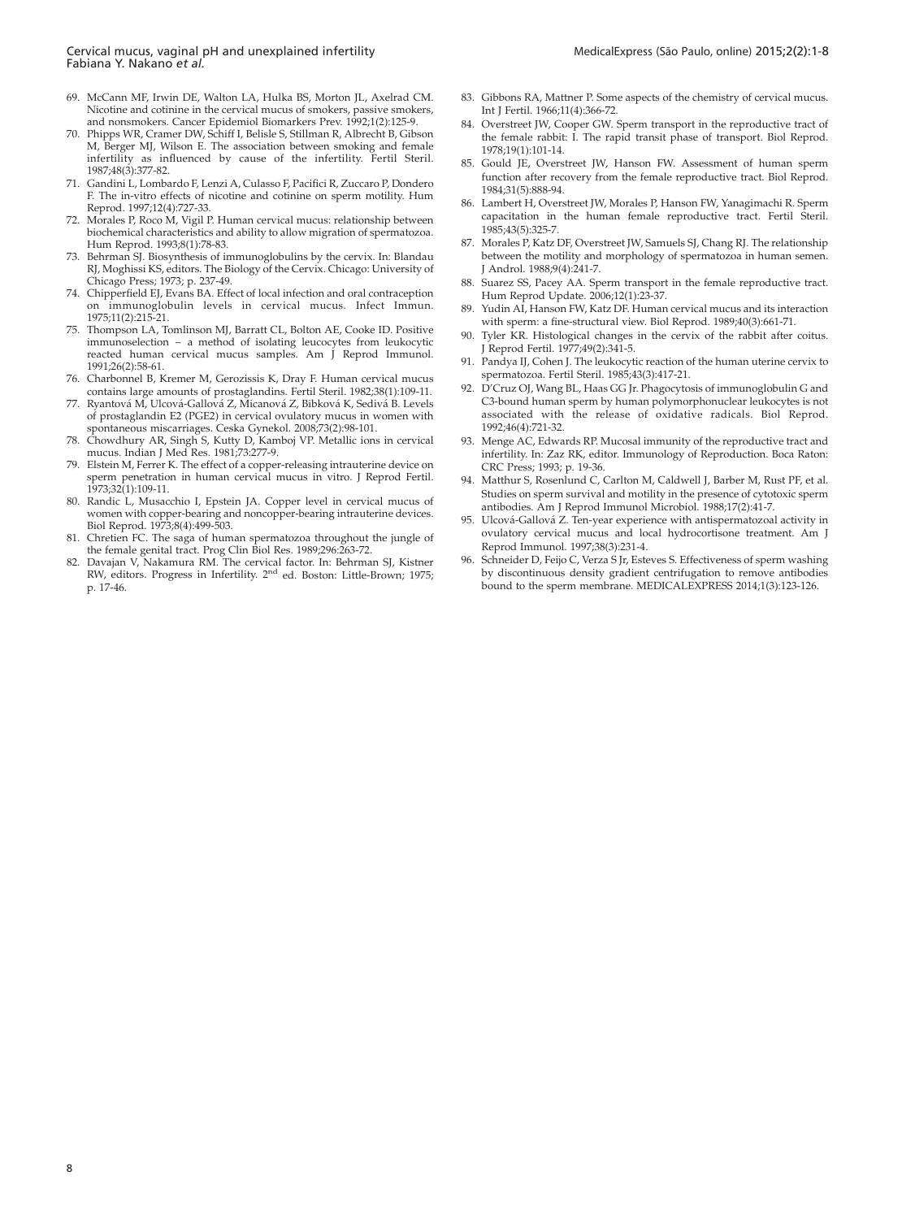69. McCann MF, Irwin DE, Walton LA, Hulka BS, Morton JL, Axelrad CM. Nicotine and cotinine in the cervical mucus of smokers, passive smokers, and nonsmokers. Cancer Epidemiol Biomarkers Prev. 1992;1(2):125-9.
70. Phipps WR, Cramer DW, Schiff I, Belisle S, Stillman R, Albrecht B, Gibson M, Berger MJ, Wilson E. The association between smoking and female infertility as influenced by cause of the infertility. Fertil Steril. 1987;48(3):377-82.
71. Gandini L, Lombardo F, Lenzi A, Culasso F, Pacifici R, Zuccaro P, Dondero F. The in-vitro effects of nicotine and cotinine on sperm motility. Hum Reprod. 1997;12(4):727-33.
72. Morales P, Roco M, Vigil P. Human cervical mucus: relationship between biochemical characteristics and ability to allow migration of spermatozoa. Hum Reprod. 1993;8(1):78-83.
73. Behrman SJ. Biosynthesis of immunoglobulins by the cervix. In: Blandau RJ, Moghissi KS, editors. The Biology of the Cervix. Chicago: University of Chicago Press; 1973; p. 237-49.
74. Chipperfield EJ, Evans BA. Effect of local infection and oral contraception on immunoglobulin levels in cervical mucus. Infect Immun. 1975;11(2):215-21.
75. Thompson LA, Tomlinson MJ, Barratt CL, Bolton AE, Cooke ID. Positive immunoselection – a method of isolating leucocytes from leukocytic reacted human cervical mucus samples. Am J Reprod Immunol. 1991;26(2):58-61.
76. Charbonnel B, Kremer M, Gerozissis K, Dray F. Human cervical mucus contains large amounts of prostaglandins. Fertil Steril. 1982;38(1):109-11.
77. Ryantová M, Ulcová-Gallová Z, Micanová Z, Bibková K, Sedivá B. Levels of prostaglandin E2 (PGE2) in cervical ovulatory mucus in women with spontaneous miscarriages. Ceska Gynekol. 2008;73(2):98-101.
78. Chowdhury AR, Singh S, Kutty D, Kamboj VP. Metallic ions in cervical mucus. Indian J Med Res. 1981;73:277-9.
79. Elstein M, Ferrer K. The effect of a copper-releasing intrauterine device on sperm penetration in human cervical mucus in vitro. J Reprod Fertil. 1973;32(1):109-11.
80. Randic L, Musacchio I, Epstein JA. Copper level in cervical mucus of women with copper-bearing and noncopper-bearing intrauterine devices. Biol Reprod. 1973;8(4):499-503.
81. Chretien FC. The saga of human spermatozoa throughout the jungle of the female genital tract. Prog Clin Biol Res. 1989;296:263-72.
82. Davajan V, Nakamura RM. The cervical factor. In: Behrman SJ, Kistner RW, editors. Progress in Infertility. 2nd ed. Boston: Little-Brown; 1975; p. 17-46.
83. Gibbons RA, Mattner P. Some aspects of the chemistry of cervical mucus. Int J Fertil. 1966;11(4):366-72.
84. Overstreet JW, Cooper GW. Sperm transport in the reproductive tract of the female rabbit: I. The rapid transit phase of transport. Biol Reprod. 1978;19(1):101-14.
85. Gould JE, Overstreet JW, Hanson FW. Assessment of human sperm function after recovery from the female reproductive tract. Biol Reprod. 1984;31(5):888-94.
86. Lambert H, Overstreet JW, Morales P, Hanson FW, Yanagimachi R. Sperm capacitation in the human female reproductive tract. Fertil Steril. 1985;43(5):325-7.
87. Morales P, Katz DF, Overstreet JW, Samuels SJ, Chang RJ. The relationship between the motility and morphology of spermatozoa in human semen. J Androl. 1988;9(4):241-7.
88. Suarez SS, Pacey AA. Sperm transport in the female reproductive tract. Hum Reprod Update. 2006;12(1):23-37.
89. Yudin AI, Hanson FW, Katz DF. Human cervical mucus and its interaction with sperm: a fine-structural view. Biol Reprod. 1989;40(3):661-71.
90. Tyler KR. Histological changes in the cervix of the rabbit after coitus. J Reprod Fertil. 1977;49(2):341-5.
91. Pandya IJ, Cohen J. The leukocytic reaction of the human uterine cervix to spermatozoa. Fertil Steril. 1985;43(3):417-21.
92. D'Cruz OJ, Wang BL, Haas GG Jr. Phagocytosis of immunoglobulin G and C3-bound human sperm by human polymorphonuclear leukocytes is not associated with the release of oxidative radicals. Biol Reprod. 1992;46(4):721-32.
93. Menge AC, Edwards RP. Mucosal immunity of the reproductive tract and infertility. In: Zaz RK, editor. Immunology of Reproduction. Boca Raton: CRC Press; 1993; p. 19-36.
94. Matthur S, Rosenlund C, Carlton M, Caldwell J, Barber M, Rust PF, et al. Studies on sperm survival and motility in the presence of cytotoxic sperm antibodies. Am J Reprod Immunol Microbiol. 1988;17(2):41-7.
95. Ulcová-Gallová Z. Ten-year experience with antispermatozoal activity in ovulatory cervical mucus and local hydrocortisone treatment. Am J Reprod Immunol. 1997;38(3):231-4.
96. Schneider D, Feijo C, Verza S Jr, Esteves S. Effectiveness of sperm washing by discontinuous density gradient centrifugation to remove antibodies bound to the sperm membrane. MEDICALEXPRESS 2014;1(3):123-126.